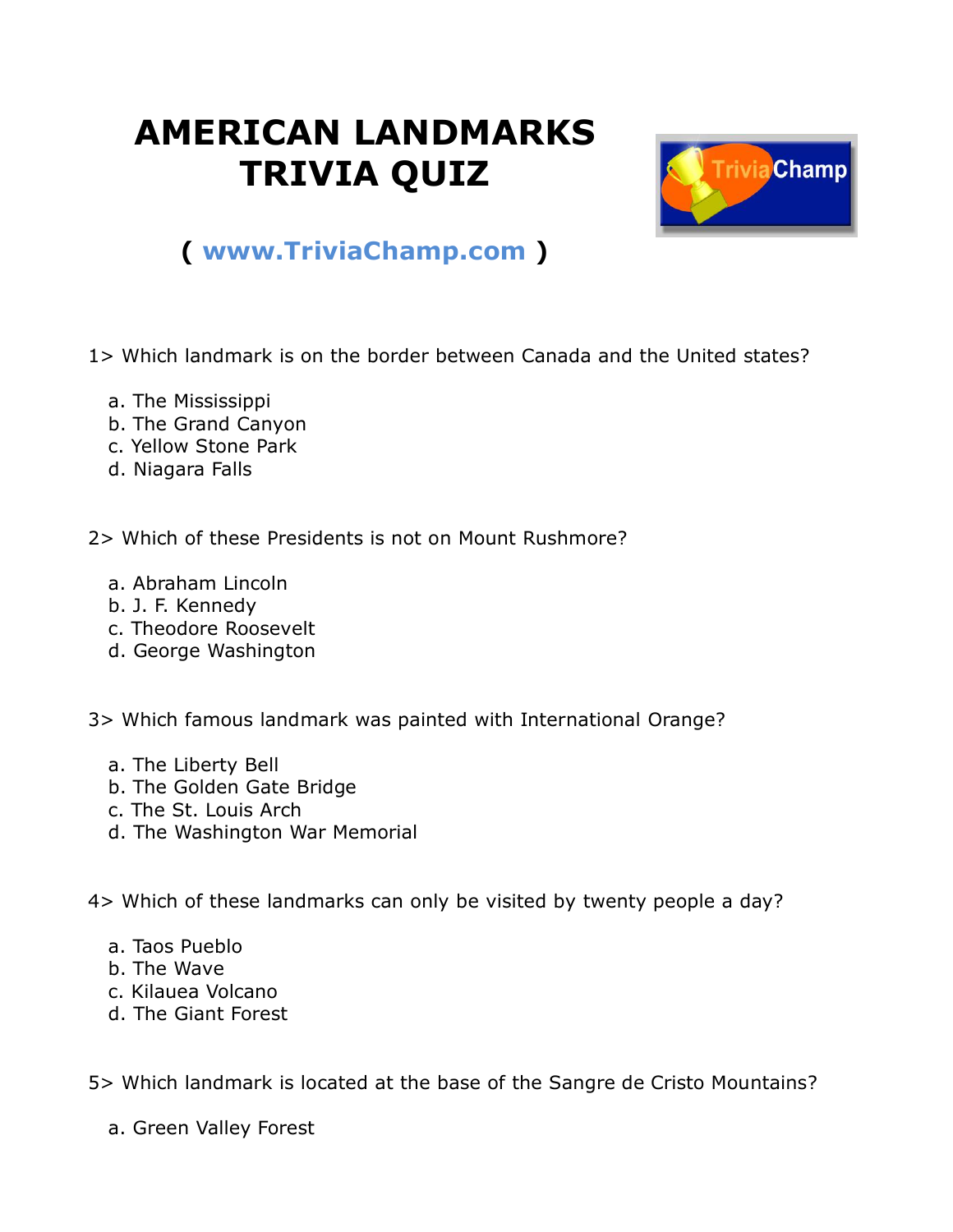# AMERICAN LANDMARKS TRIVIA QUIZ

**( www.TriviaChamp.com )**

1> Which landmark is on the border between Canada and the United states?

a. The Mississippi
b. The Grand Canyon
c. Yellow Stone Park
d. Niagara Falls

2> Which of these Presidents is not on Mount Rushmore?

a. Abraham Lincoln
b. J. F. Kennedy
c. Theodore Roosevelt
d. George Washington

3> Which famous landmark was painted with International Orange?

a. The Liberty Bell
b. The Golden Gate Bridge
c. The St. Louis Arch
d. The Washington War Memorial

4> Which of these landmarks can only be visited by twenty people a day?

a. Taos Pueblo
b. The Wave
c. Kilauea Volcano
d. The Giant Forest

5> Which landmark is located at the base of the Sangre de Cristo Mountains?

a. Green Valley Forest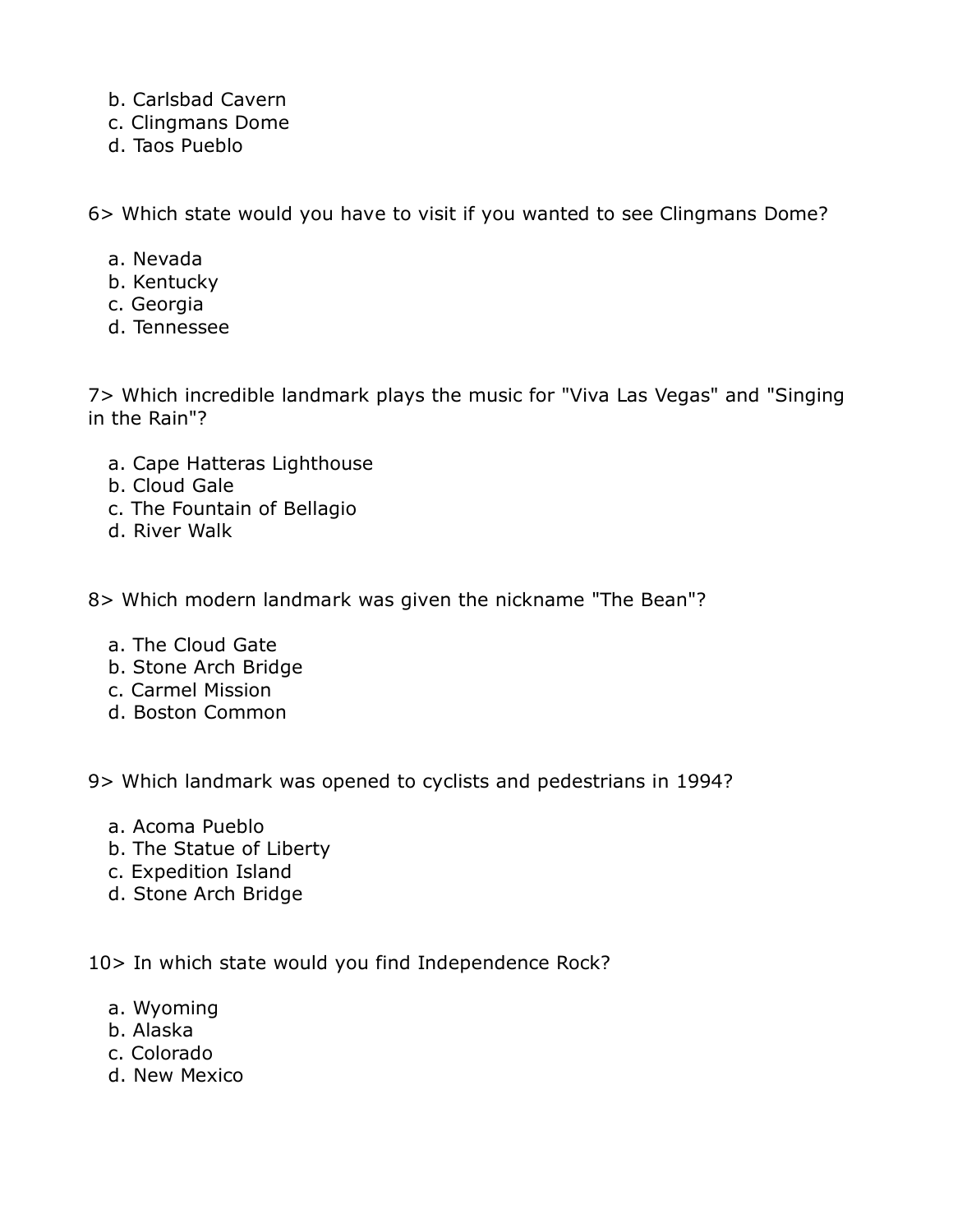b. Carlsbad Cavern
c. Clingmans Dome
d. Taos Pueblo

6> Which state would you have to visit if you wanted to see Clingmans Dome?

a. Nevada
b. Kentucky
c. Georgia
d. Tennessee

7> Which incredible landmark plays the music for "Viva Las Vegas" and "Singing in the Rain"?

a. Cape Hatteras Lighthouse
b. Cloud Gale
c. The Fountain of Bellagio
d. River Walk

8> Which modern landmark was given the nickname "The Bean"?

a. The Cloud Gate
b. Stone Arch Bridge
c. Carmel Mission
d. Boston Common

9> Which landmark was opened to cyclists and pedestrians in 1994?

a. Acoma Pueblo
b. The Statue of Liberty
c. Expedition Island
d. Stone Arch Bridge

10> In which state would you find Independence Rock?

a. Wyoming
b. Alaska
c. Colorado
d. New Mexico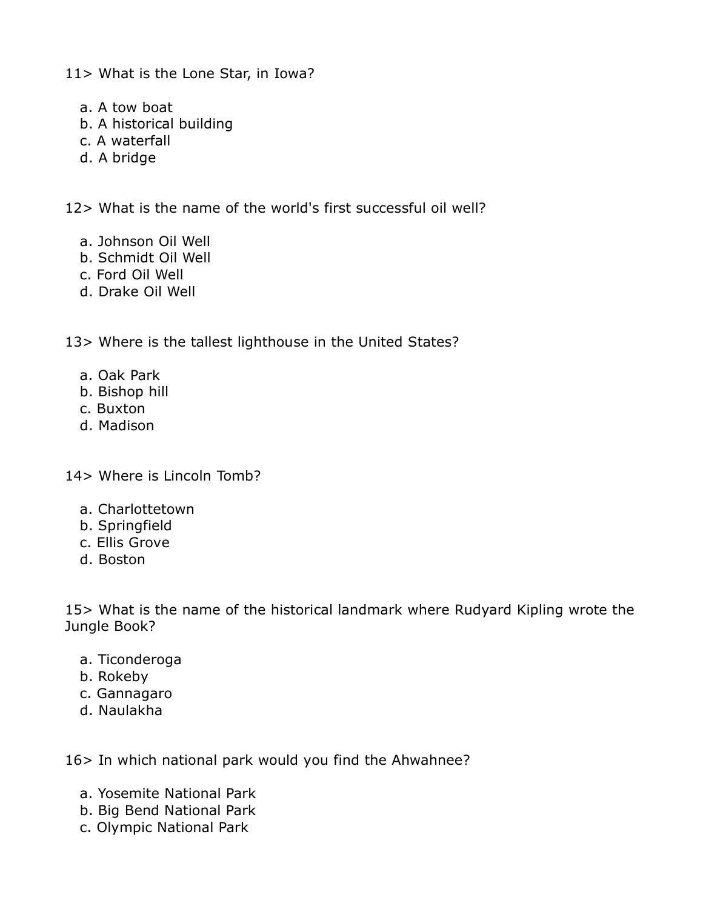11> What is the Lone Star, in Iowa?

a. A tow boat
b. A historical building
c. A waterfall
d. A bridge

12> What is the name of the world's first successful oil well?

a. Johnson Oil Well
b. Schmidt Oil Well
c. Ford Oil Well
d. Drake Oil Well

13> Where is the tallest lighthouse in the United States?

a. Oak Park
b. Bishop hill
c. Buxton
d. Madison

14> Where is Lincoln Tomb?

a. Charlottetown
b. Springfield
c. Ellis Grove
d. Boston

15> What is the name of the historical landmark where Rudyard Kipling wrote the Jungle Book?

a. Ticonderoga
b. Rokeby
c. Gannagaro
d. Naulakha

16> In which national park would you find the Ahwahnee?

a. Yosemite National Park
b. Big Bend National Park
c. Olympic National Park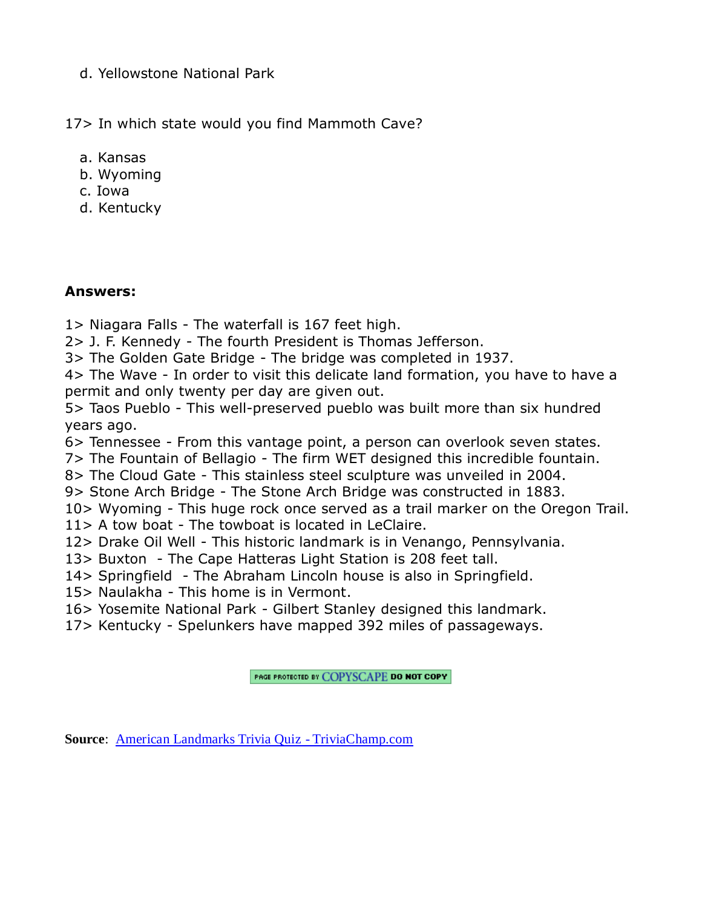d. Yellowstone National Park

17> In which state would you find Mammoth Cave?

a. Kansas
b. Wyoming
c. Iowa
d. Kentucky

**Answers:**

1> Niagara Falls - The waterfall is 167 feet high.
2> J. F. Kennedy - The fourth President is Thomas Jefferson.
3> The Golden Gate Bridge - The bridge was completed in 1937.
4> The Wave - In order to visit this delicate land formation, you have to have a permit and only twenty per day are given out.
5> Taos Pueblo - This well-preserved pueblo was built more than six hundred years ago.
6> Tennessee - From this vantage point, a person can overlook seven states.
7> The Fountain of Bellagio - The firm WET designed this incredible fountain.
8> The Cloud Gate - This stainless steel sculpture was unveiled in 2004.
9> Stone Arch Bridge - The Stone Arch Bridge was constructed in 1883.
10> Wyoming - This huge rock once served as a trail marker on the Oregon Trail.
11> A tow boat - The towboat is located in LeClaire.
12> Drake Oil Well - This historic landmark is in Venango, Pennsylvania.
13> Buxton - The Cape Hatteras Light Station is 208 feet tall.
14> Springfield - The Abraham Lincoln house is also in Springfield.
15> Naulakha - This home is in Vermont.
16> Yosemite National Park - Gilbert Stanley designed this landmark.
17> Kentucky - Spelunkers have mapped 392 miles of passageways.

PAGE PROTECTED BY COPYSCAPE DO NOT COPY

**Source**: [American Landmarks Trivia Quiz - TriviaChamp.com]